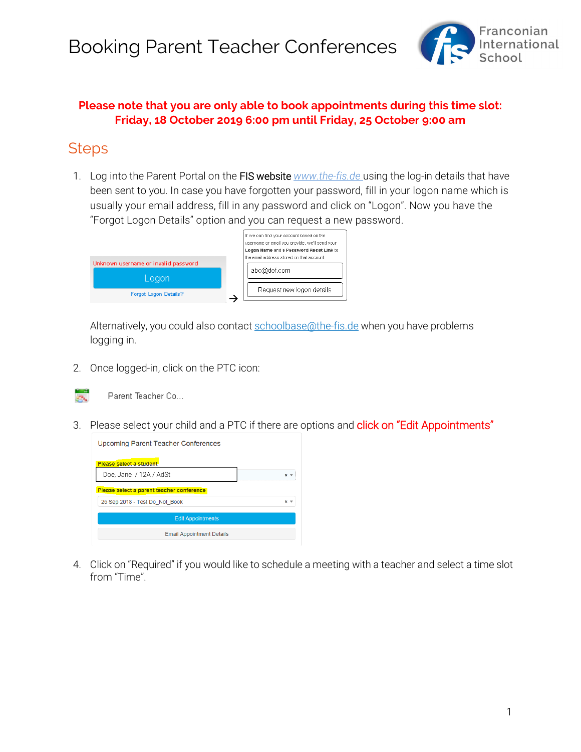# Booking Parent Teacher Conferences

Franconian International School

**Please note that you are only able to book appointments during this time slot: Friday, 18 October 2019 6:00 pm until Friday, 25 October 9:00 am**

## Steps

1. Log into the Parent Portal on the FIS website *www.the-fis.de* using the log-in details that have been sent to you. In case you have forgotten your password, fill in your logon name which is usually your email address, fill in any password and click on "Logon". Now you have the "Forgot Logon Details" option and you can request a new password.

   Unknown username or invalid password

   Logon

   Forgot Logon Details?

   →

   If we can find your account based on the username or email you provide, we'll send your **Logon Name** and a **Password Reset Link** to the email address stored on that account.

   abc@def.com

   Request new logon details

   Alternatively, you could also contact schoolbase@the-fis.de when you have problems logging in.

2. Once logged-in, click on the PTC icon:

   Parent Teacher Co...

3. Please select your child and a PTC if there are options and click on "Edit Appointments"

   Upcoming Parent Teacher Conferences

   Please select a student

   Doe, Jane / 12A / AdSt

   Please select a parent teacher conference

   25 Sep 2018 - Test Do_Not_Book

   Edit Appointments

   Email Appointment Details

4. Click on "Required" if you would like to schedule a meeting with a teacher and select a time slot from "Time".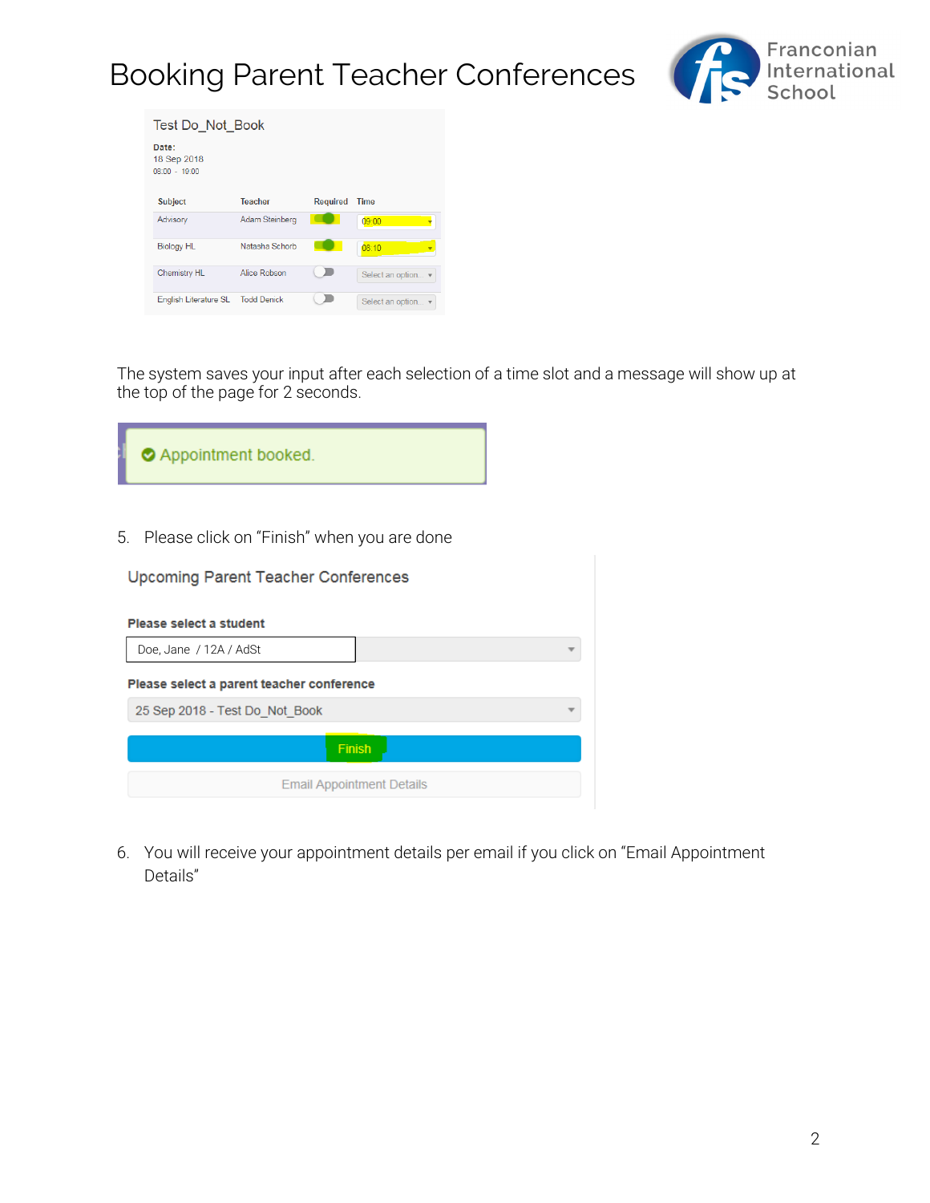# Booking Parent Teacher Conferences

Test Do_Not_Book

**Date:**
18 Sep 2018
08:00 - 19:00

| Subject | Teacher | Required | Time |
| --- | --- | --- | --- |
| Advisory | Adam Steinberg | On | 09:00 |
| Biology HL | Natasha Schorb | On | 08:10 |
| Chemistry HL | Alice Robson | Off | Select an option... |
| English Literature SL | Todd Derrick | Off | Select an option... |

The system saves your input after each selection of a time slot and a message will show up at the top of the page for 2 seconds.

Appointment booked.

5. Please click on "Finish" when you are done

Upcoming Parent Teacher Conferences

**Please select a student**

Doe, Jane / 12A / AdSt

**Please select a parent teacher conference**

25 Sep 2018 - Test Do_Not_Book

Finish

Email Appointment Details

6. You will receive your appointment details per email if you click on "Email Appointment Details"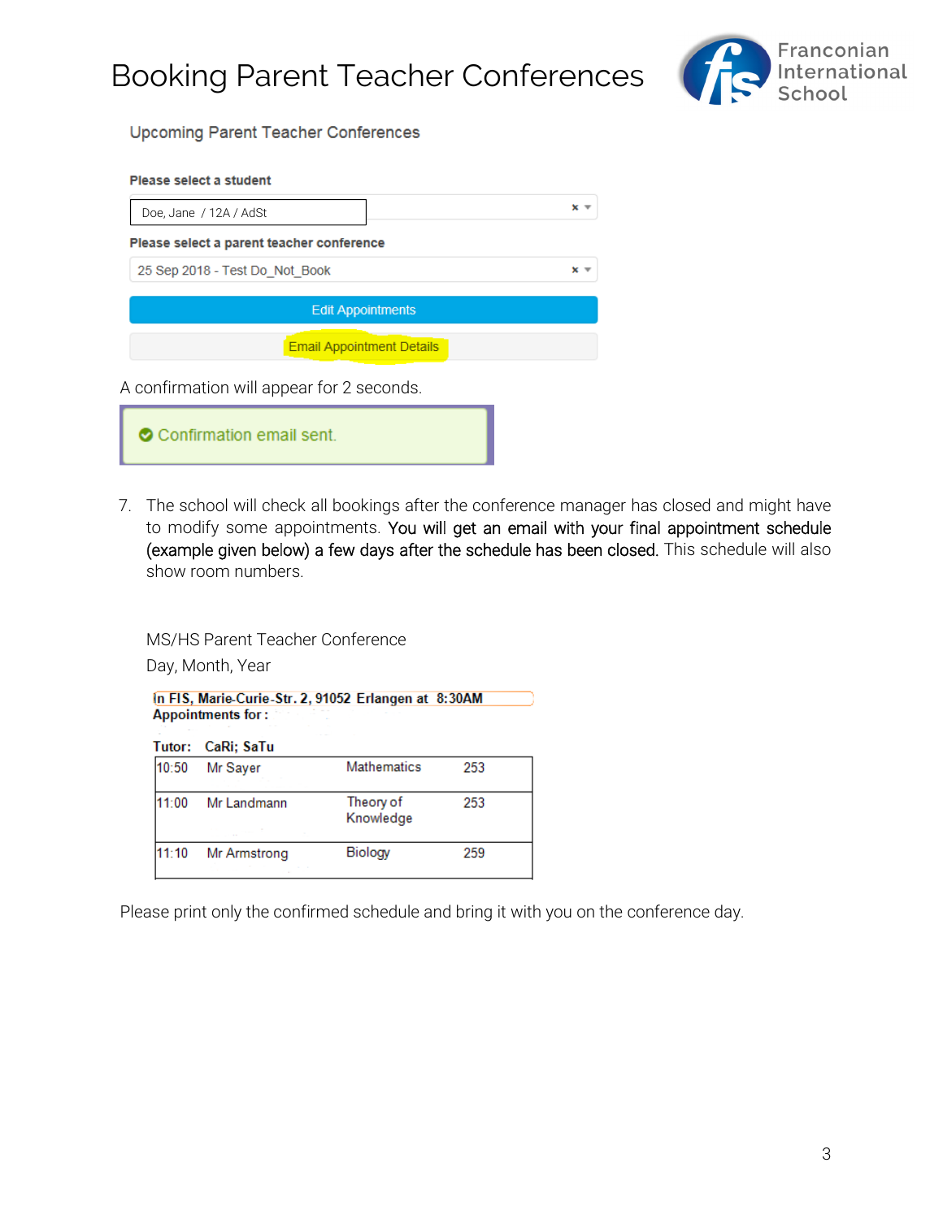# Booking Parent Teacher Conferences

Franconian International School

Upcoming Parent Teacher Conferences

**Please select a student**

Doe, Jane / 12A / AdSt

**Please select a parent teacher conference**

25 Sep 2018 - Test Do_Not_Book

Edit Appointments

Email Appointment Details

A confirmation will appear for 2 seconds.

Confirmation email sent.

7. The school will check all bookings after the conference manager has closed and might have to modify some appointments. You will get an email with your final appointment schedule (example given below) a few days after the schedule has been closed. This schedule will also show room numbers.

MS/HS Parent Teacher Conference

Day, Month, Year

**In FIS, Marie-Curie-Str. 2, 91052 Erlangen at 8:30AM**
**Appointments for :**

**Tutor: CaRi; SaTu**

| | | | |
|---|---|---|---|
| 10:50 | Mr Sayer | Mathematics | 253 |
| 11:00 | Mr Landmann | Theory of Knowledge | 253 |
| 11:10 | Mr Armstrong | Biology | 259 |

Please print only the confirmed schedule and bring it with you on the conference day.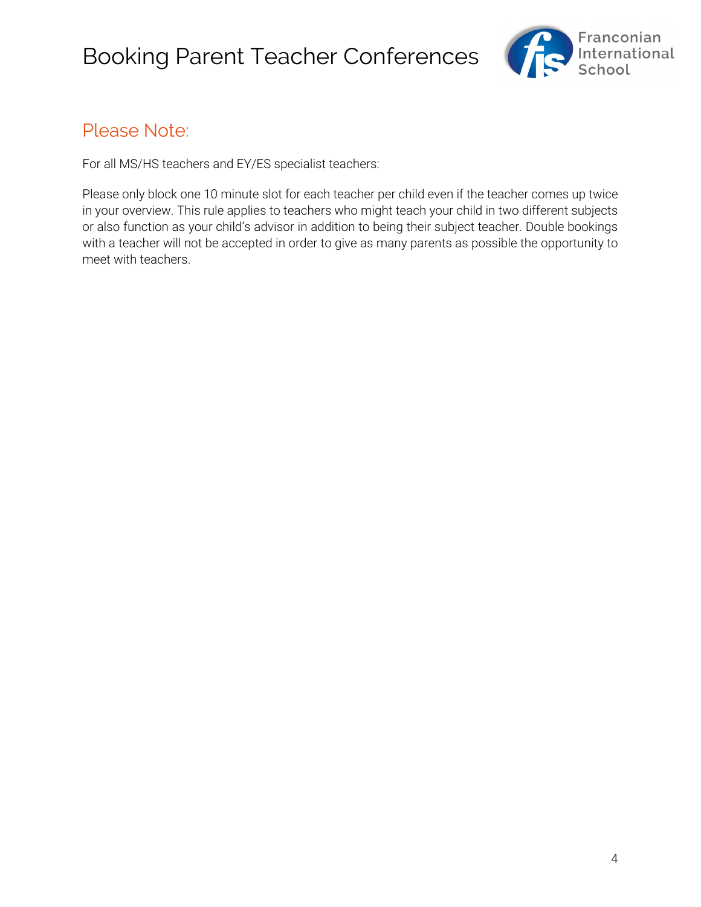## Please Note:

For all MS/HS teachers and EY/ES specialist teachers:

Please only block one 10 minute slot for each teacher per child even if the teacher comes up twice in your overview. This rule applies to teachers who might teach your child in two different subjects or also function as your child's advisor in addition to being their subject teacher. Double bookings with a teacher will not be accepted in order to give as many parents as possible the opportunity to meet with teachers.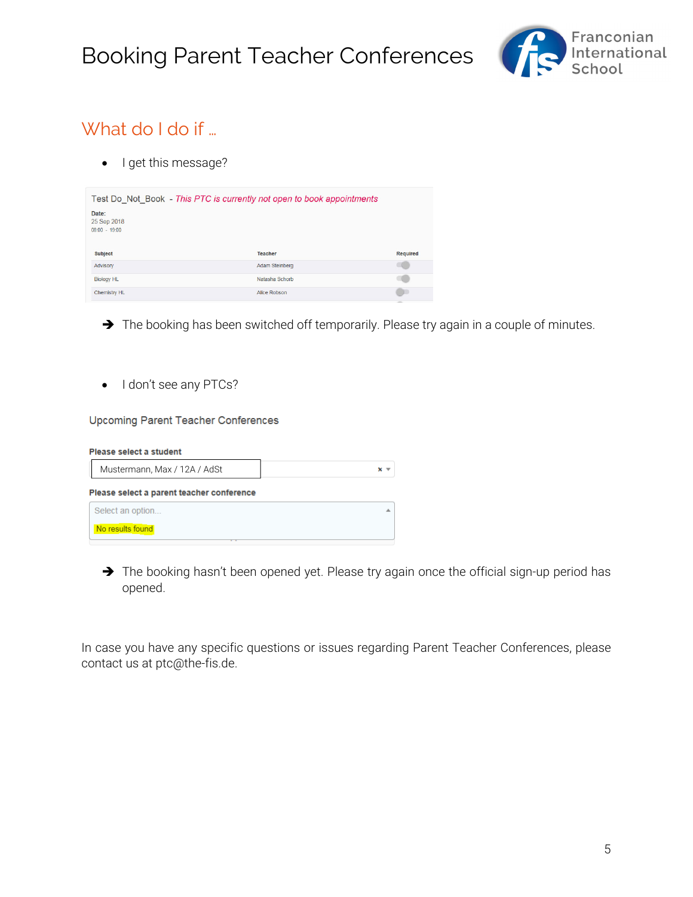# Booking Parent Teacher Conferences

## What do I do if …

- I get this message?

Test Do_Not_Book - *This PTC is currently not open to book appointments*

**Date:**
25 Sep 2018
08:00 - 19:00

| Subject | Teacher | Required |
|---|---|---|
| Advisory | Adam Steinberg | |
| Biology HL | Natasha Schorb | |
| Chemistry HL | Alice Robson | |

➔ The booking has been switched off temporarily. Please try again in a couple of minutes.

- I don't see any PTCs?

Upcoming Parent Teacher Conferences

**Please select a student**

Mustermann, Max / 12A / AdSt

**Please select a parent teacher conference**

Select an option...

No results found

➔ The booking hasn't been opened yet. Please try again once the official sign-up period has opened.

In case you have any specific questions or issues regarding Parent Teacher Conferences, please contact us at ptc@the-fis.de.